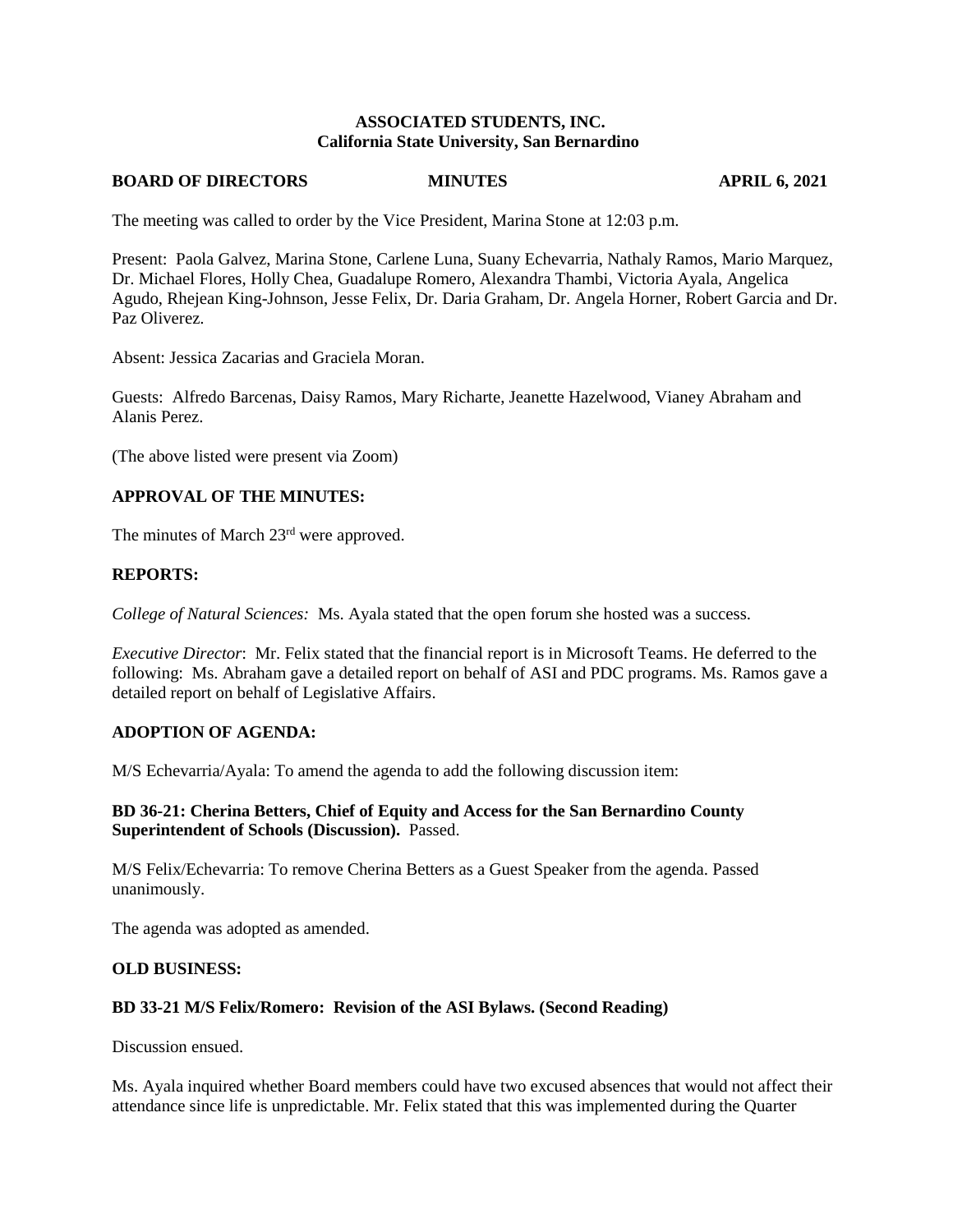**ASSOCIATED STUDENTS, INC.**
**California State University, San Bernardino**

**BOARD OF DIRECTORS MINUTES APRIL 6, 2021**

The meeting was called to order by the Vice President, Marina Stone at 12:03 p.m.

Present: Paola Galvez, Marina Stone, Carlene Luna, Suany Echevarria, Nathaly Ramos, Mario Marquez, Dr. Michael Flores, Holly Chea, Guadalupe Romero, Alexandra Thambi, Victoria Ayala, Angelica Agudo, Rhejean King-Johnson, Jesse Felix, Dr. Daria Graham, Dr. Angela Horner, Robert Garcia and Dr. Paz Oliverez.

Absent: Jessica Zacarias and Graciela Moran.

Guests: Alfredo Barcenas, Daisy Ramos, Mary Richarte, Jeanette Hazelwood, Vianey Abraham and Alanis Perez.

(The above listed were present via Zoom)

**APPROVAL OF THE MINUTES:**

The minutes of March 23rd were approved.

**REPORTS:**

*College of Natural Sciences:* Ms. Ayala stated that the open forum she hosted was a success.

*Executive Director*: Mr. Felix stated that the financial report is in Microsoft Teams. He deferred to the following: Ms. Abraham gave a detailed report on behalf of ASI and PDC programs. Ms. Ramos gave a detailed report on behalf of Legislative Affairs.

**ADOPTION OF AGENDA:**

M/S Echevarria/Ayala: To amend the agenda to add the following discussion item:

**BD 36-21: Cherina Betters, Chief of Equity and Access for the San Bernardino County Superintendent of Schools (Discussion).** Passed.

M/S Felix/Echevarria: To remove Cherina Betters as a Guest Speaker from the agenda. Passed unanimously.

The agenda was adopted as amended.

**OLD BUSINESS:**

**BD 33-21 M/S Felix/Romero: Revision of the ASI Bylaws. (Second Reading)**

Discussion ensued.

Ms. Ayala inquired whether Board members could have two excused absences that would not affect their attendance since life is unpredictable. Mr. Felix stated that this was implemented during the Quarter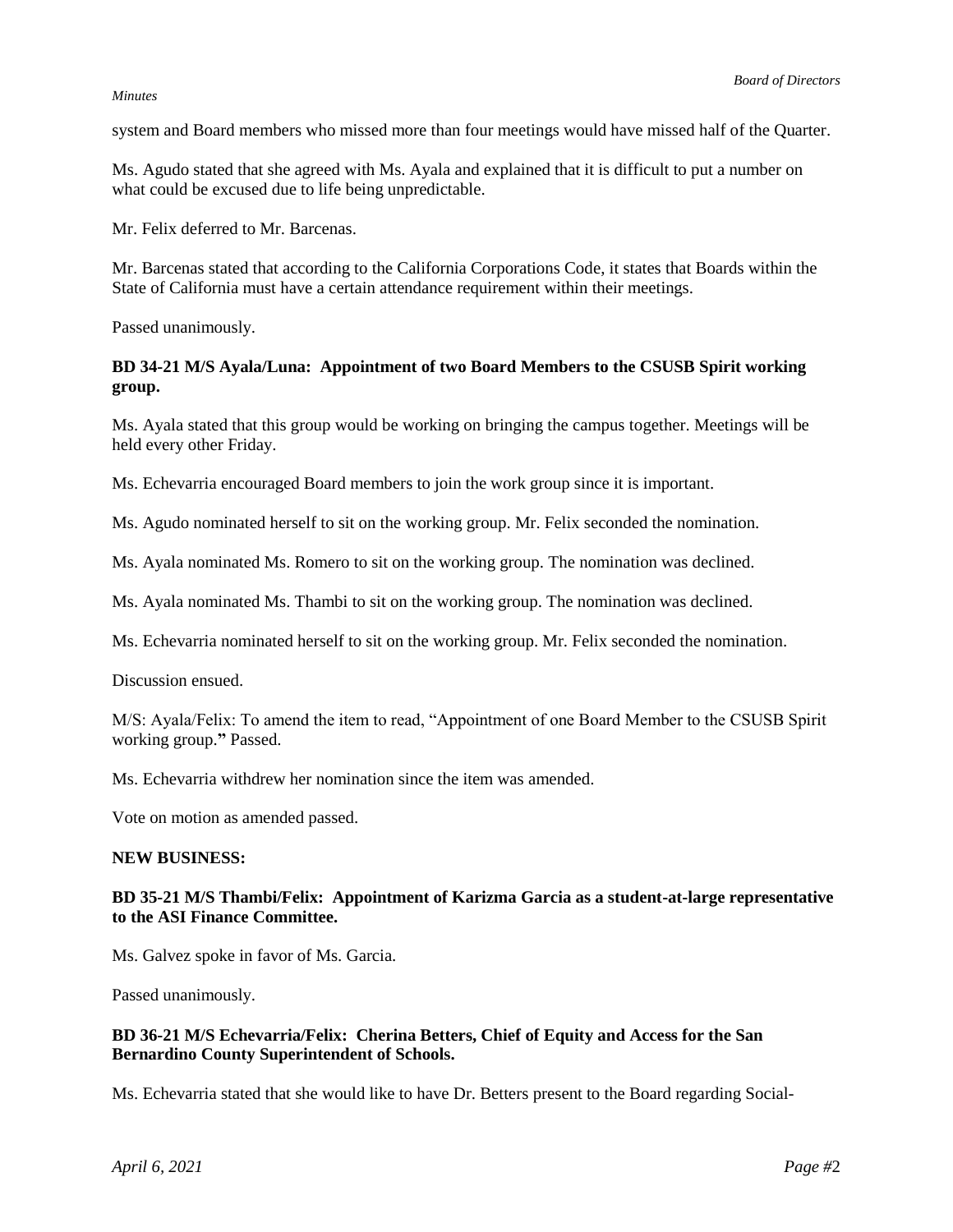system and Board members who missed more than four meetings would have missed half of the Quarter.

Ms. Agudo stated that she agreed with Ms. Ayala and explained that it is difficult to put a number on what could be excused due to life being unpredictable.

Mr. Felix deferred to Mr. Barcenas.

Mr. Barcenas stated that according to the California Corporations Code, it states that Boards within the State of California must have a certain attendance requirement within their meetings.

Passed unanimously.

**BD 34-21 M/S Ayala/Luna: Appointment of two Board Members to the CSUSB Spirit working group.**

Ms. Ayala stated that this group would be working on bringing the campus together. Meetings will be held every other Friday.

Ms. Echevarria encouraged Board members to join the work group since it is important.

Ms. Agudo nominated herself to sit on the working group. Mr. Felix seconded the nomination.

Ms. Ayala nominated Ms. Romero to sit on the working group. The nomination was declined.

Ms. Ayala nominated Ms. Thambi to sit on the working group. The nomination was declined.

Ms. Echevarria nominated herself to sit on the working group. Mr. Felix seconded the nomination.

Discussion ensued.

M/S: Ayala/Felix: To amend the item to read, "Appointment of one Board Member to the CSUSB Spirit working group." Passed.

Ms. Echevarria withdrew her nomination since the item was amended.

Vote on motion as amended passed.

**NEW BUSINESS:**

**BD 35-21 M/S Thambi/Felix: Appointment of Karizma Garcia as a student-at-large representative to the ASI Finance Committee.**

Ms. Galvez spoke in favor of Ms. Garcia.

Passed unanimously.

**BD 36-21 M/S Echevarria/Felix: Cherina Betters, Chief of Equity and Access for the San Bernardino County Superintendent of Schools.**

Ms. Echevarria stated that she would like to have Dr. Betters present to the Board regarding Social-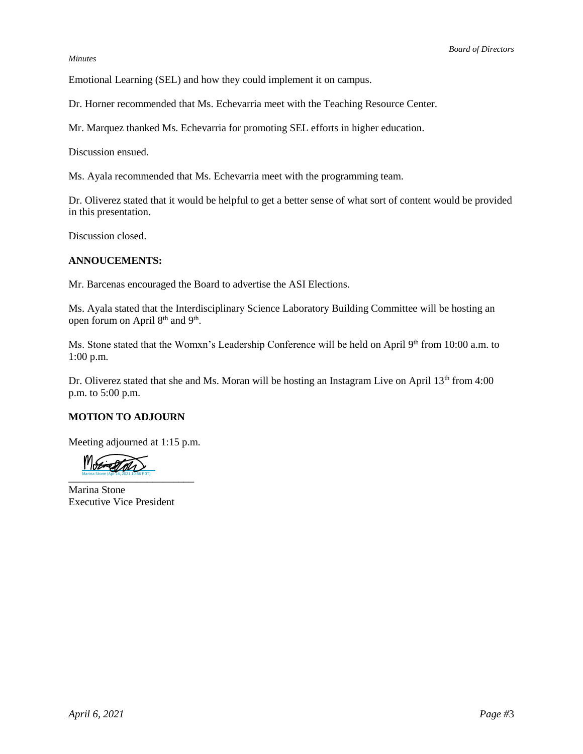Emotional Learning (SEL) and how they could implement it on campus.

Dr. Horner recommended that Ms. Echevarria meet with the Teaching Resource Center.

Mr. Marquez thanked Ms. Echevarria for promoting SEL efforts in higher education.

Discussion ensued.

Ms. Ayala recommended that Ms. Echevarria meet with the programming team.

Dr. Oliverez stated that it would be helpful to get a better sense of what sort of content would be provided in this presentation.

Discussion closed.

**ANNOUCEMENTS:**

Mr. Barcenas encouraged the Board to advertise the ASI Elections.

Ms. Ayala stated that the Interdisciplinary Science Laboratory Building Committee will be hosting an open forum on April 8th and 9th.

Ms. Stone stated that the Womxn's Leadership Conference will be held on April 9th from 10:00 a.m. to 1:00 p.m.

Dr. Oliverez stated that she and Ms. Moran will be hosting an Instagram Live on April 13th from 4:00 p.m. to 5:00 p.m.

**MOTION TO ADJOURN**

Meeting adjourned at 1:15 p.m.

Marina Stone (Apr 14, 2021 10:56 PDT)

___________________________

Marina Stone
Executive Vice President